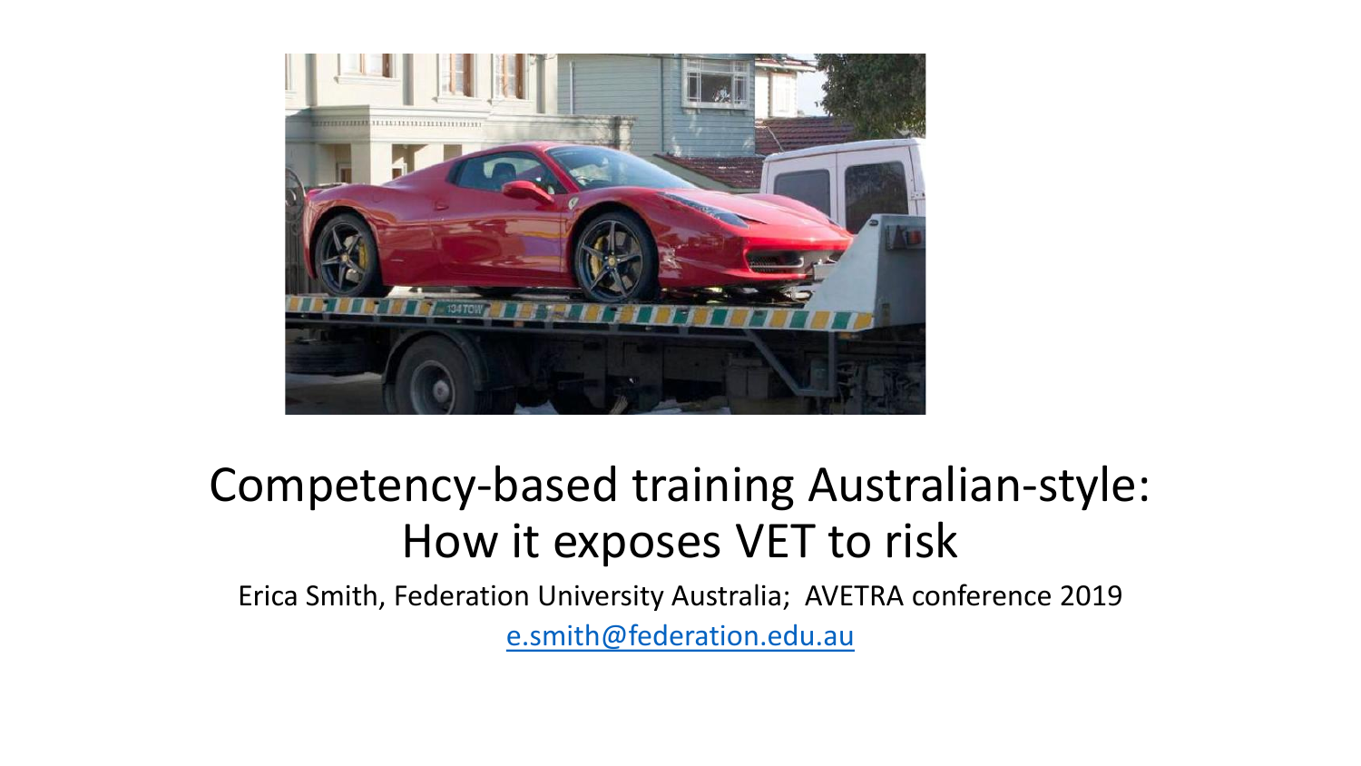# Competency-based training Australian-style: How it exposes VET to risk

Erica Smith, Federation University Australia; AVETRA conference 2019

e.smith@federation.edu.au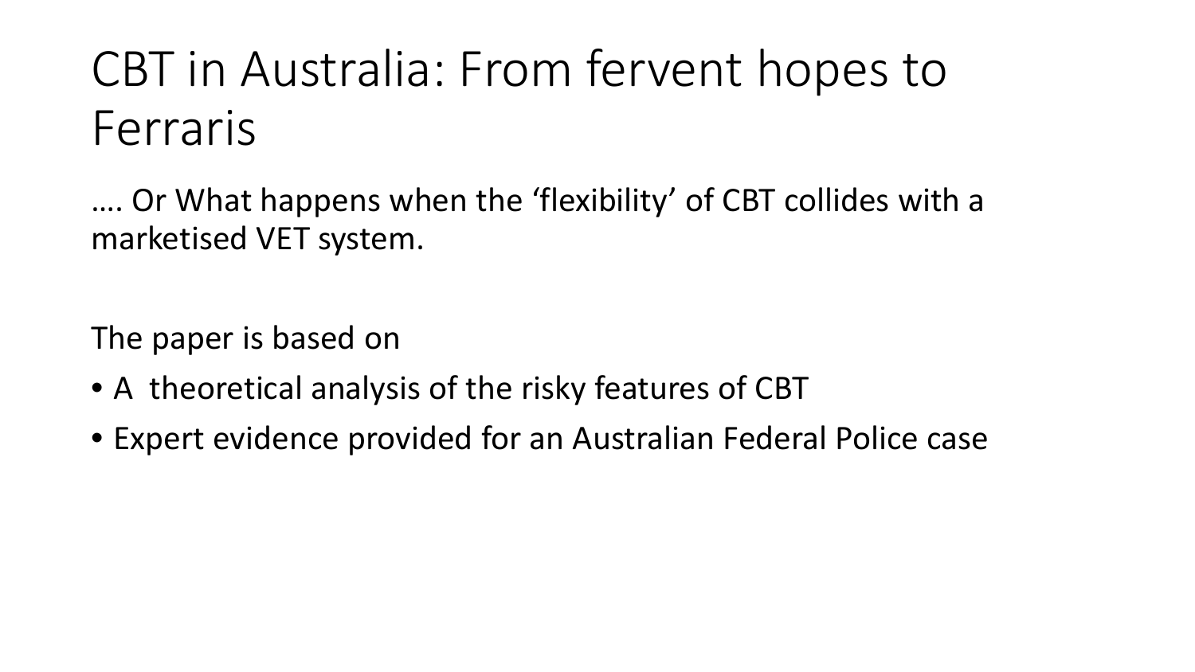# CBT in Australia: From fervent hopes to Ferraris

…. Or What happens when the ‘flexibility’ of CBT collides with a marketised VET system.

The paper is based on

- A  theoretical analysis of the risky features of CBT
- Expert evidence provided for an Australian Federal Police case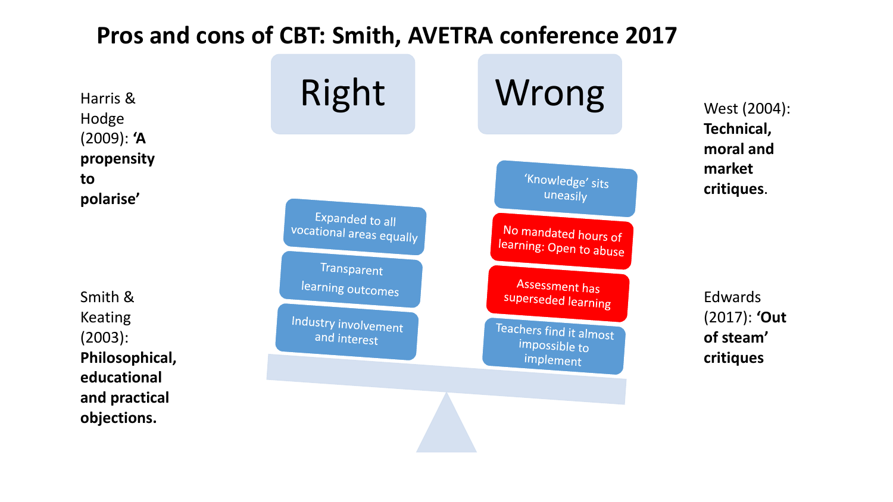# Pros and cons of CBT: Smith, AVETRA conference 2017

Harris & Hodge (2009): **'A propensity to polarise'**

Smith & Keating (2003): **Philosophical, educational and practical objections.**

## Right

- Expanded to all vocational areas equally
- Transparent learning outcomes
- Industry involvement and interest

## Wrong

- 'Knowledge' sits uneasily
- No mandated hours of learning: Open to abuse
- Assessment has superseded learning
- Teachers find it almost impossible to implement

West (2004): **Technical, moral and market critiques**.

Edwards (2017): **'Out of steam' critiques**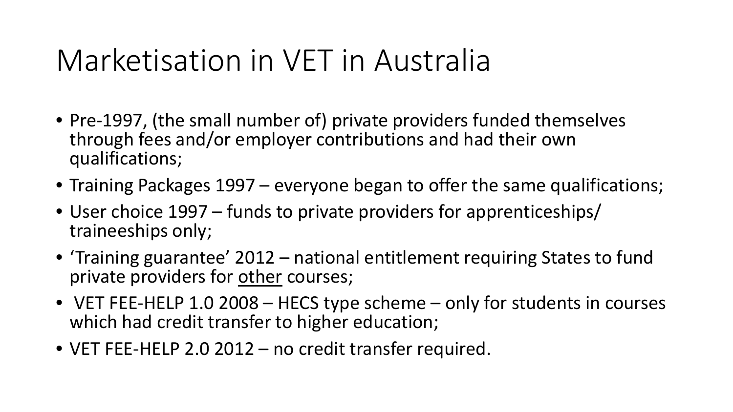# Marketisation in VET in Australia

- Pre-1997, (the small number of) private providers funded themselves through fees and/or employer contributions and had their own qualifications;
- Training Packages 1997 – everyone began to offer the same qualifications;
- User choice 1997 – funds to private providers for apprenticeships/ traineeships only;
- 'Training guarantee' 2012 – national entitlement requiring States to fund private providers for <u>other</u> courses;
- VET FEE-HELP 1.0 2008 – HECS type scheme – only for students in courses which had credit transfer to higher education;
- VET FEE-HELP 2.0 2012 – no credit transfer required.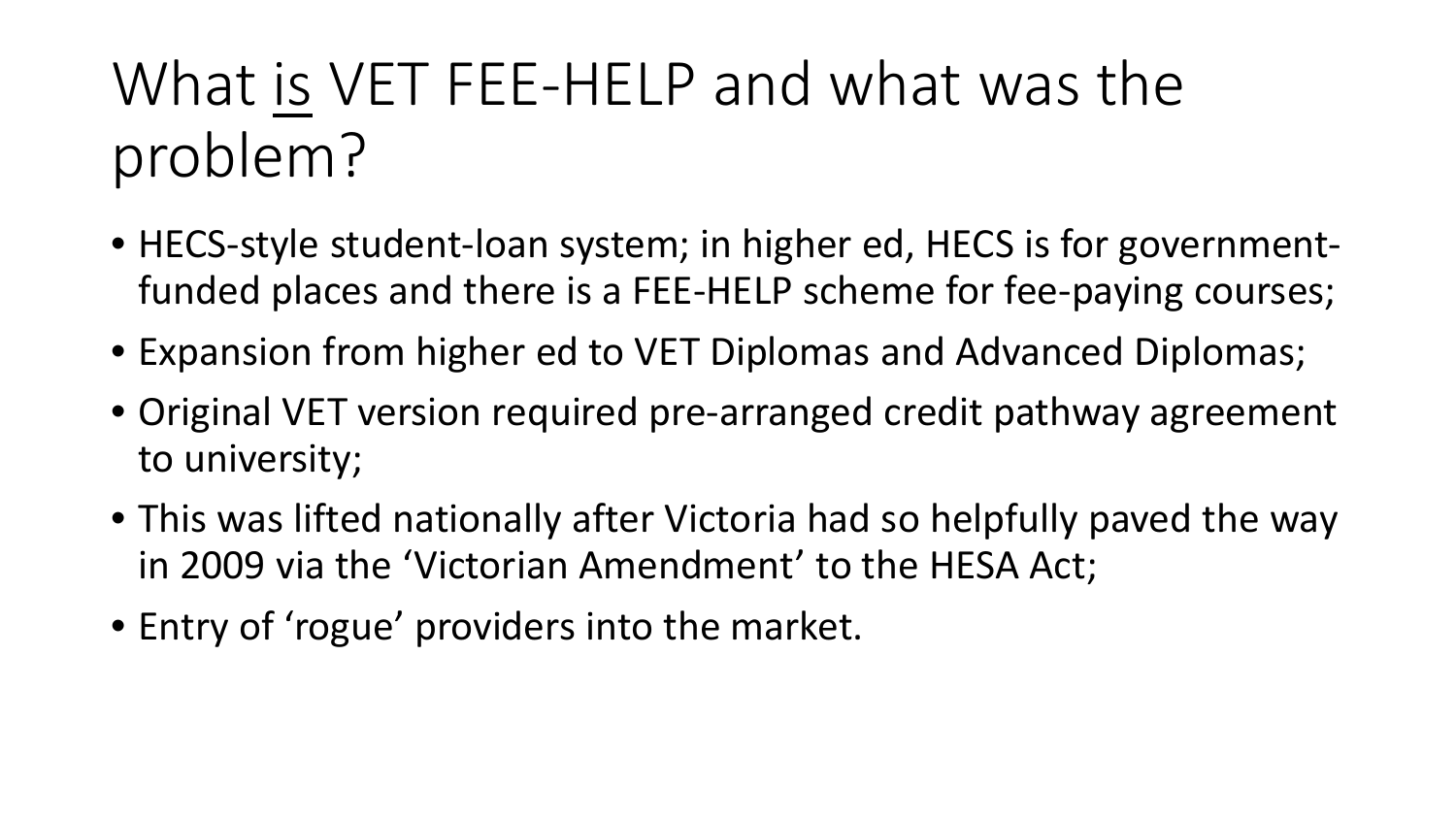# What <u>is</u> VET FEE-HELP and what was the problem?

- HECS-style student-loan system; in higher ed, HECS is for government-funded places and there is a FEE-HELP scheme for fee-paying courses;
- Expansion from higher ed to VET Diplomas and Advanced Diplomas;
- Original VET version required pre-arranged credit pathway agreement to university;
- This was lifted nationally after Victoria had so helpfully paved the way in 2009 via the 'Victorian Amendment' to the HESA Act;
- Entry of 'rogue' providers into the market.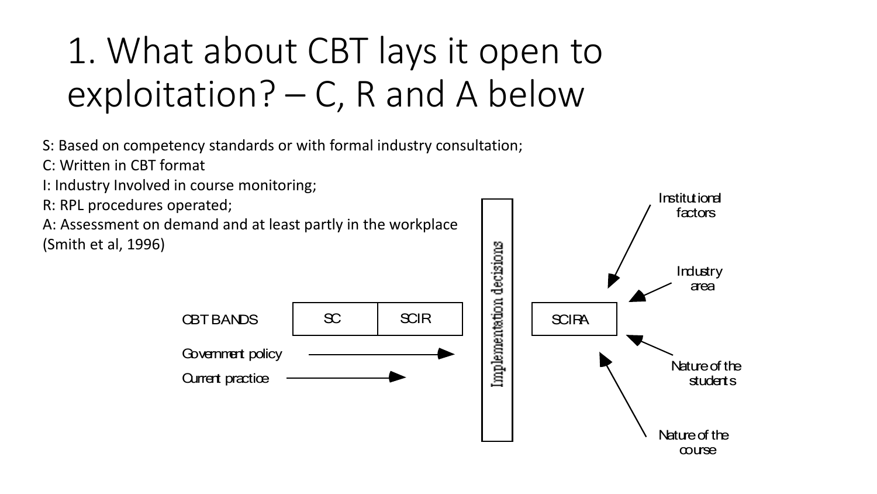# 1. What about CBT lays it open to exploitation? – C, R and A below

S: Based on competency standards or with formal industry consultation;
C: Written in CBT format
I: Industry Involved in course monitoring;
R: RPL procedures operated;
A: Assessment on demand and at least partly in the workplace
(Smith et al, 1996)

CBT BANDS | SC | SCIR | Implementation decisions | SCIRA

Government policy →

Current practice →

Institutional factors

Industry area

Nature of the students

Nature of the course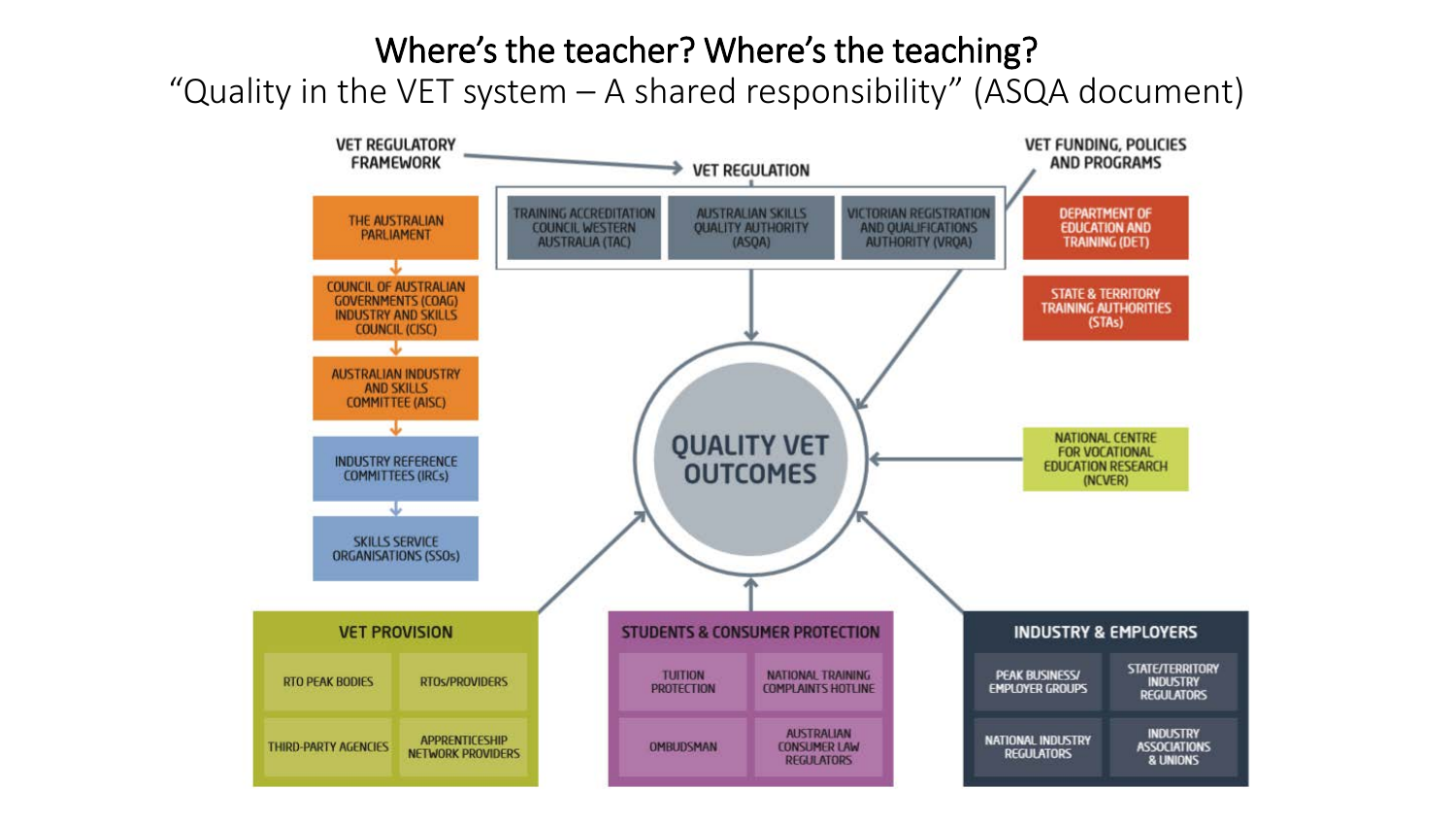# Where's the teacher? Where's the teaching?

"Quality in the VET system – A shared responsibility" (ASQA document)

**VET REGULATORY FRAMEWORK**

- THE AUSTRALIAN PARLIAMENT
- COUNCIL OF AUSTRALIAN GOVERNMENTS (COAG) INDUSTRY AND SKILLS COUNCIL (CISC)
- AUSTRALIAN INDUSTRY AND SKILLS COMMITTEE (AISC)
- INDUSTRY REFERENCE COMMITTEES (IRCs)
- SKILLS SERVICE ORGANISATIONS (SSOs)

**VET REGULATION**

- TRAINING ACCREDITATION COUNCIL WESTERN AUSTRALIA (TAC)
- AUSTRALIAN SKILLS QUALITY AUTHORITY (ASQA)
- VICTORIAN REGISTRATION AND QUALIFICATIONS AUTHORITY (VRQA)

**VET FUNDING, POLICIES AND PROGRAMS**

- DEPARTMENT OF EDUCATION AND TRAINING (DET)
- STATE & TERRITORY TRAINING AUTHORITIES (STAs)

**QUALITY VET OUTCOMES**

- NATIONAL CENTRE FOR VOCATIONAL EDUCATION RESEARCH (NCVER)

**VET PROVISION**

- RTO PEAK BODIES
- RTOs/PROVIDERS
- THIRD-PARTY AGENCIES
- APPRENTICESHIP NETWORK PROVIDERS

**STUDENTS & CONSUMER PROTECTION**

- TUITION PROTECTION
- NATIONAL TRAINING COMPLAINTS HOTLINE
- OMBUDSMAN
- AUSTRALIAN CONSUMER LAW REGULATORS

**INDUSTRY & EMPLOYERS**

- PEAK BUSINESS/ EMPLOYER GROUPS
- STATE/TERRITORY INDUSTRY REGULATORS
- NATIONAL INDUSTRY REGULATORS
- INDUSTRY ASSOCIATIONS & UNIONS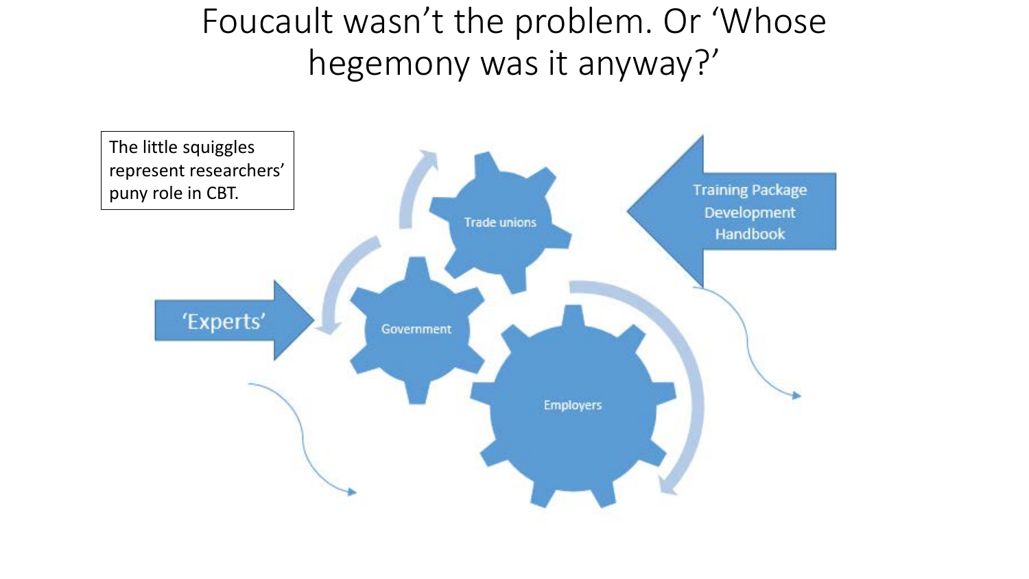# Foucault wasn't the problem. Or 'Whose hegemony was it anyway?'

The little squiggles represent researchers' puny role in CBT.

'Experts'

Trade unions

Government

Employers

Training Package Development Handbook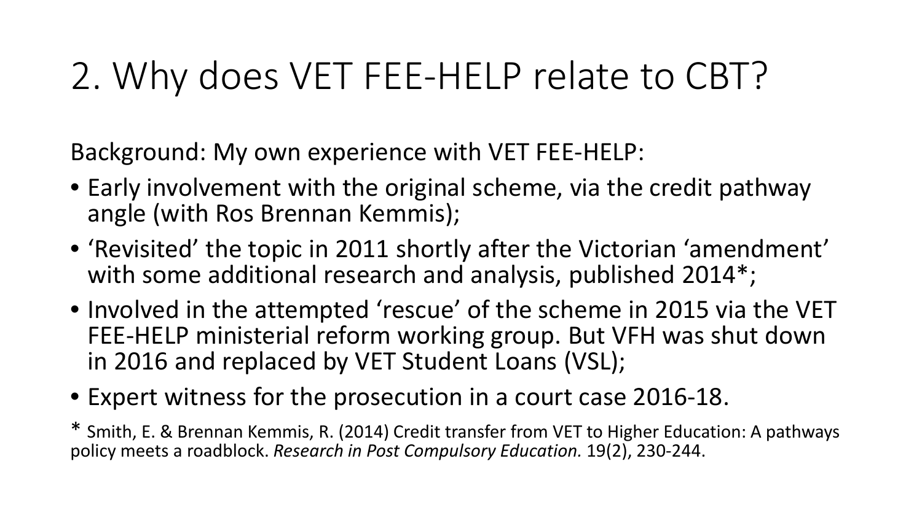# 2. Why does VET FEE-HELP relate to CBT?

Background: My own experience with VET FEE-HELP:

- Early involvement with the original scheme, via the credit pathway angle (with Ros Brennan Kemmis);
- 'Revisited' the topic in 2011 shortly after the Victorian 'amendment' with some additional research and analysis, published 2014*;
- Involved in the attempted 'rescue' of the scheme in 2015 via the VET FEE-HELP ministerial reform working group. But VFH was shut down in 2016 and replaced by VET Student Loans (VSL);
- Expert witness for the prosecution in a court case 2016-18.

* Smith, E. & Brennan Kemmis, R. (2014) Credit transfer from VET to Higher Education: A pathways policy meets a roadblock. *Research in Post Compulsory Education.* 19(2), 230-244.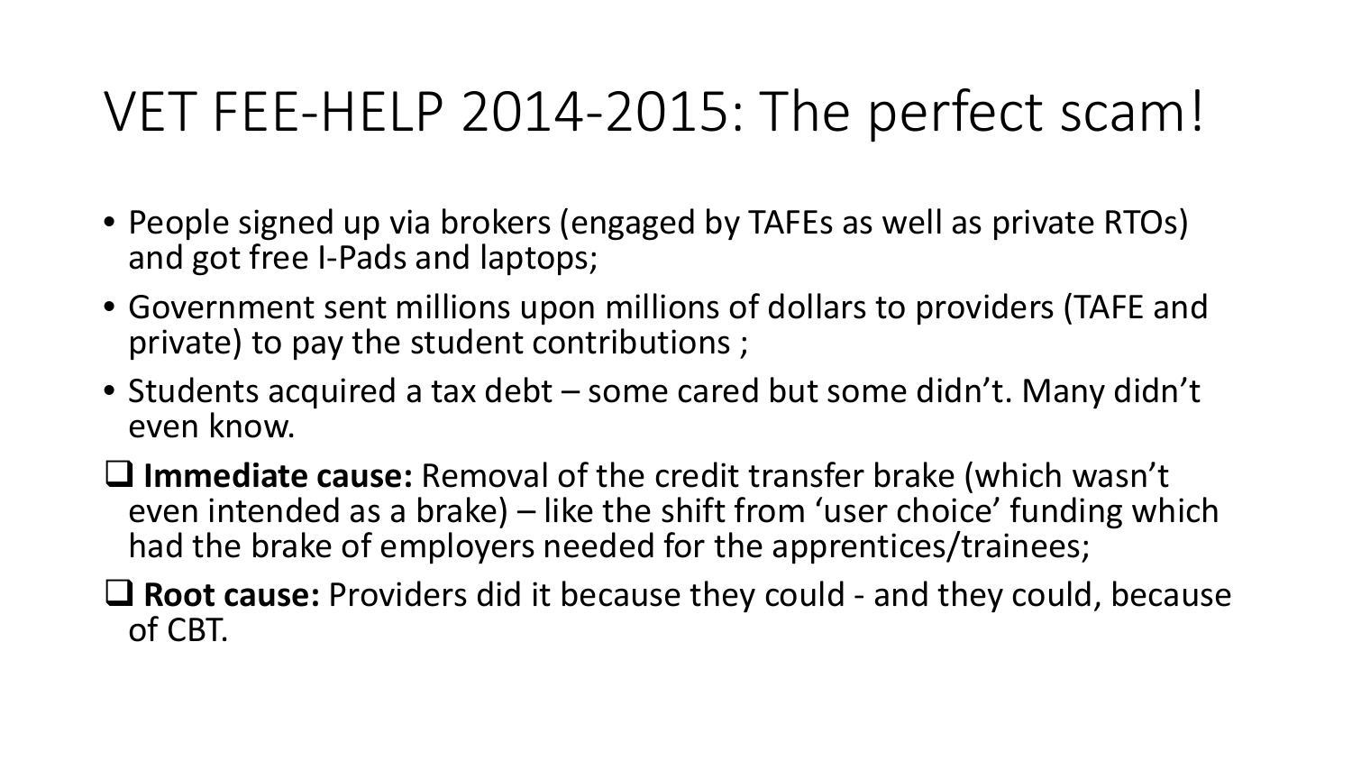# VET FEE-HELP 2014-2015: The perfect scam!

- People signed up via brokers (engaged by TAFEs as well as private RTOs) and got free I-Pads and laptops;
- Government sent millions upon millions of dollars to providers (TAFE and private) to pay the student contributions ;
- Students acquired a tax debt – some cared but some didn't. Many didn't even know.

- ❑ **Immediate cause:** Removal of the credit transfer brake (which wasn't even intended as a brake) – like the shift from 'user choice' funding which had the brake of employers needed for the apprentices/trainees;
- ❑ **Root cause:** Providers did it because they could - and they could, because of CBT.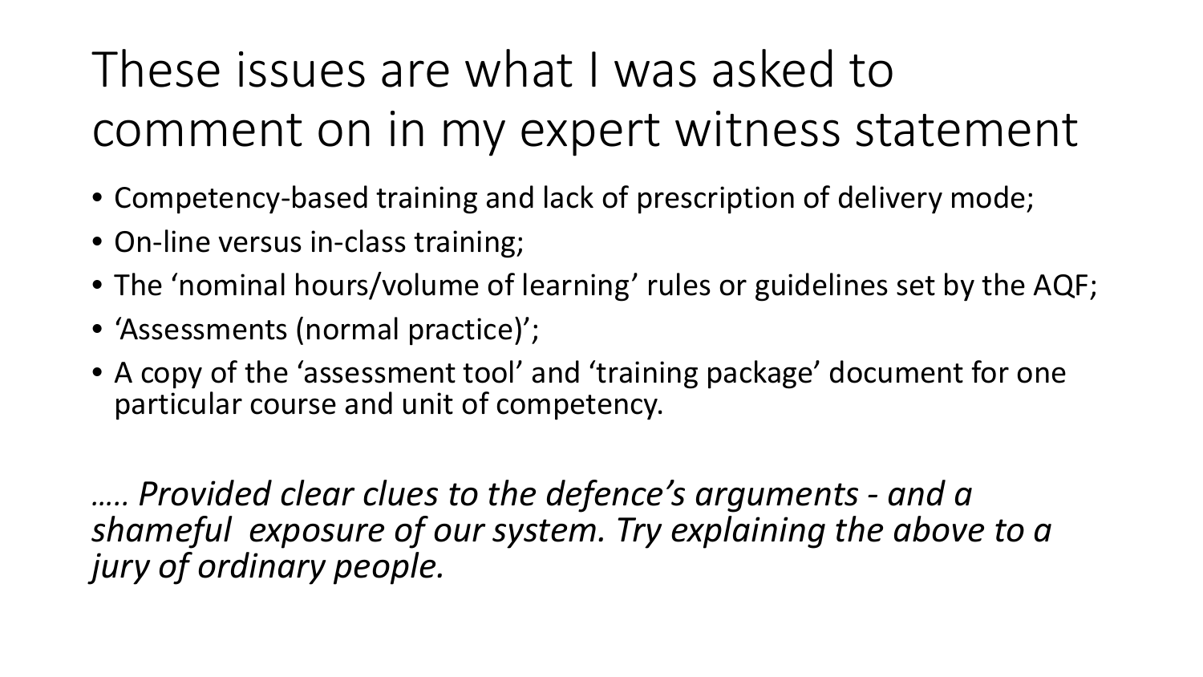# These issues are what I was asked to comment on in my expert witness statement

- Competency-based training and lack of prescription of delivery mode;
- On-line versus in-class training;
- The 'nominal hours/volume of learning' rules or guidelines set by the AQF;
- 'Assessments (normal practice)';
- A copy of the 'assessment tool' and 'training package' document for one particular course and unit of competency.

*….. Provided clear clues to the defence's arguments - and a shameful exposure of our system. Try explaining the above to a jury of ordinary people.*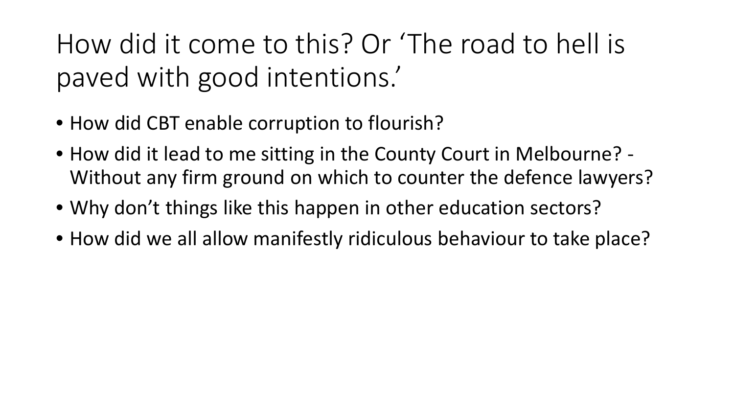# How did it come to this? Or 'The road to hell is paved with good intentions.'

- How did CBT enable corruption to flourish?
- How did it lead to me sitting in the County Court in Melbourne? - Without any firm ground on which to counter the defence lawyers?
- Why don't things like this happen in other education sectors?
- How did we all allow manifestly ridiculous behaviour to take place?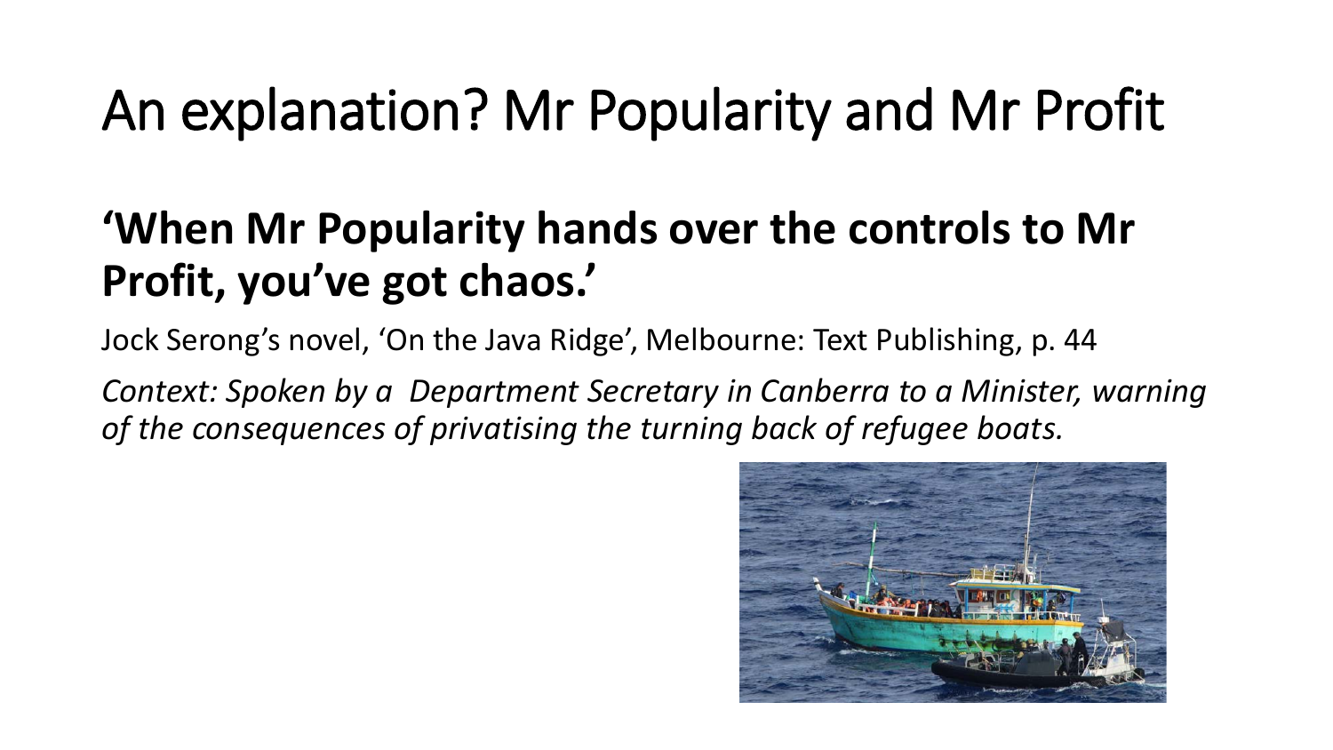# An explanation? Mr Popularity and Mr Profit

## 'When Mr Popularity hands over the controls to Mr Profit, you've got chaos.'

Jock Serong's novel, 'On the Java Ridge', Melbourne: Text Publishing, p. 44

*Context: Spoken by a Department Secretary in Canberra to a Minister, warning of the consequences of privatising the turning back of refugee boats.*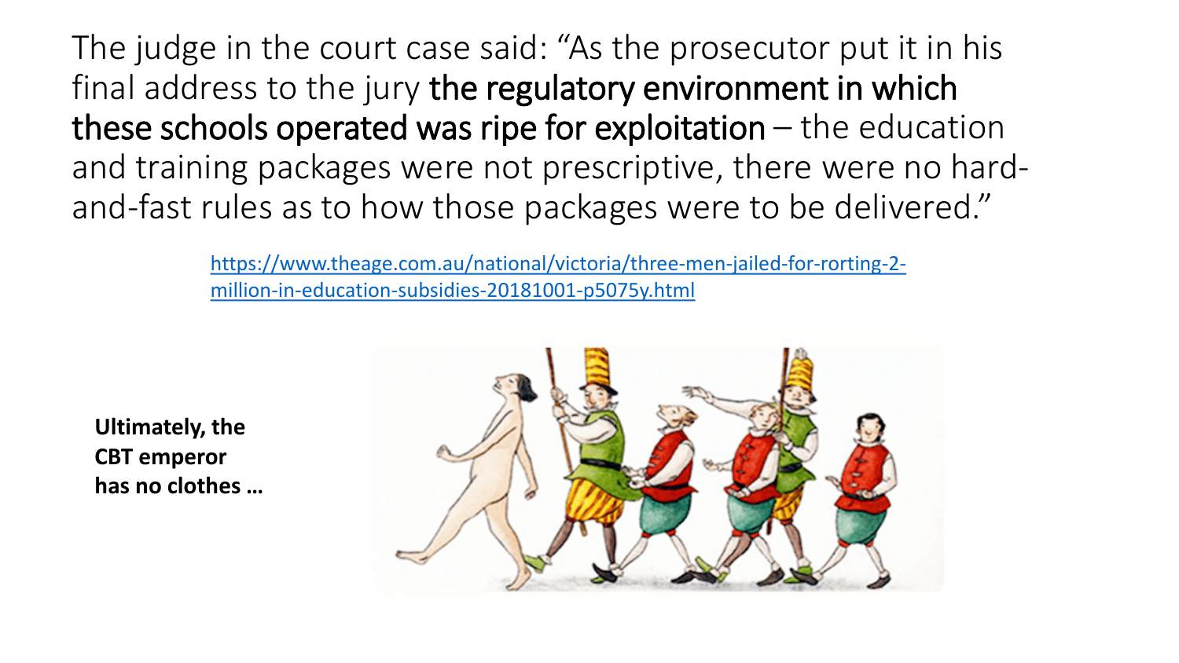The judge in the court case said: “As the prosecutor put it in his final address to the jury **the regulatory environment in which these schools operated was ripe for exploitation** – the education and training packages were not prescriptive, there were no hard-and-fast rules as to how those packages were to be delivered.”

https://www.theage.com.au/national/victoria/three-men-jailed-for-rorting-2-million-in-education-subsidies-20181001-p5075y.html

**Ultimately, the CBT emperor has no clothes …**